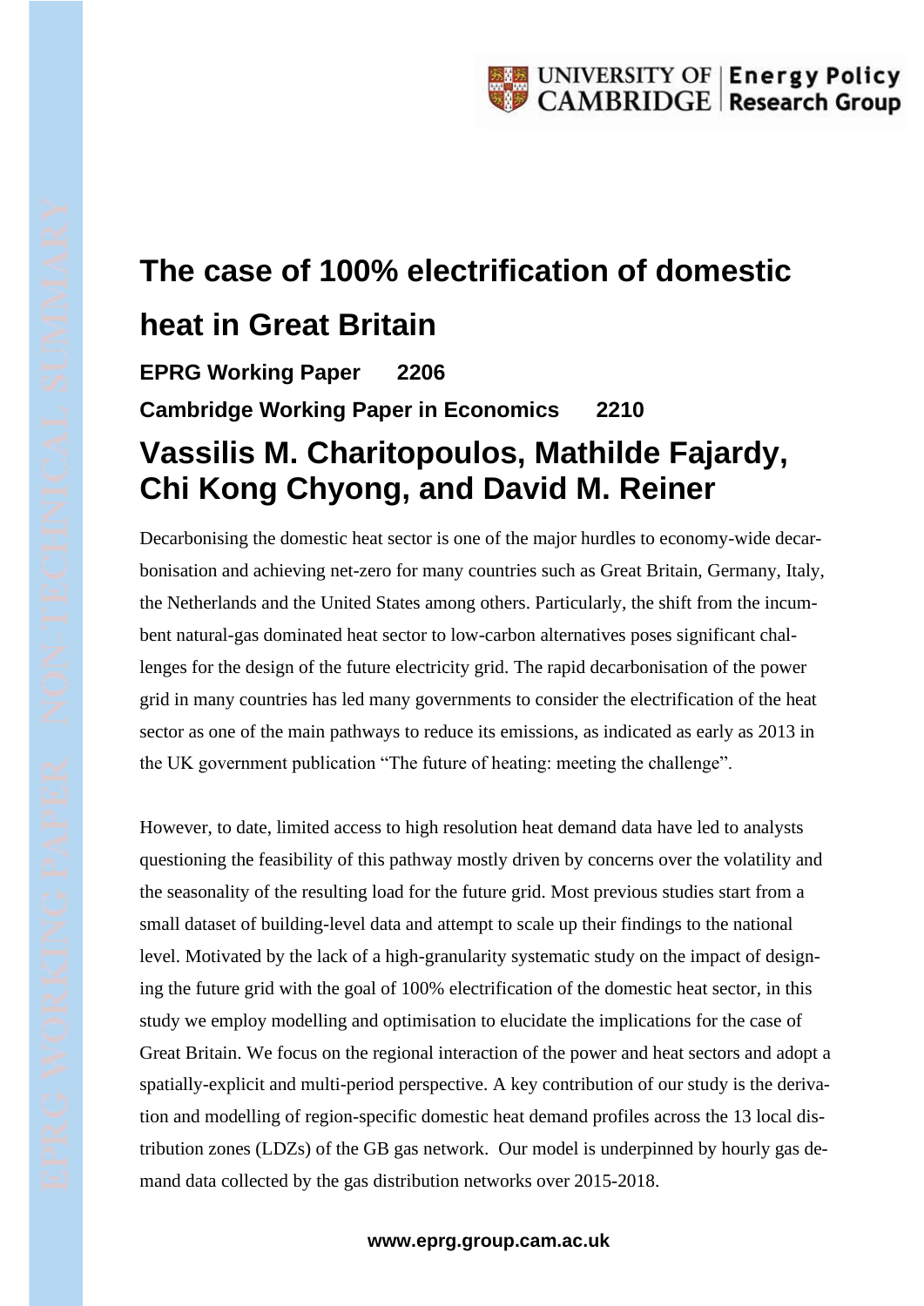# The case of 100% electrification of domestic heat in Great Britain

**EPRG Working Paper 2206**

**Cambridge Working Paper in Economics 2210**

## Vassilis M. Charitopoulos, Mathilde Fajardy, Chi Kong Chyong, and David M. Reiner

Decarbonising the domestic heat sector is one of the major hurdles to economy-wide decarbonisation and achieving net-zero for many countries such as Great Britain, Germany, Italy, the Netherlands and the United States among others. Particularly, the shift from the incumbent natural-gas dominated heat sector to low-carbon alternatives poses significant challenges for the design of the future electricity grid. The rapid decarbonisation of the power grid in many countries has led many governments to consider the electrification of the heat sector as one of the main pathways to reduce its emissions, as indicated as early as 2013 in the UK government publication "The future of heating: meeting the challenge".

However, to date, limited access to high resolution heat demand data have led to analysts questioning the feasibility of this pathway mostly driven by concerns over the volatility and the seasonality of the resulting load for the future grid. Most previous studies start from a small dataset of building-level data and attempt to scale up their findings to the national level. Motivated by the lack of a high-granularity systematic study on the impact of designing the future grid with the goal of 100% electrification of the domestic heat sector, in this study we employ modelling and optimisation to elucidate the implications for the case of Great Britain. We focus on the regional interaction of the power and heat sectors and adopt a spatially-explicit and multi-period perspective. A key contribution of our study is the derivation and modelling of region-specific domestic heat demand profiles across the 13 local distribution zones (LDZs) of the GB gas network. Our model is underpinned by hourly gas demand data collected by the gas distribution networks over 2015-2018.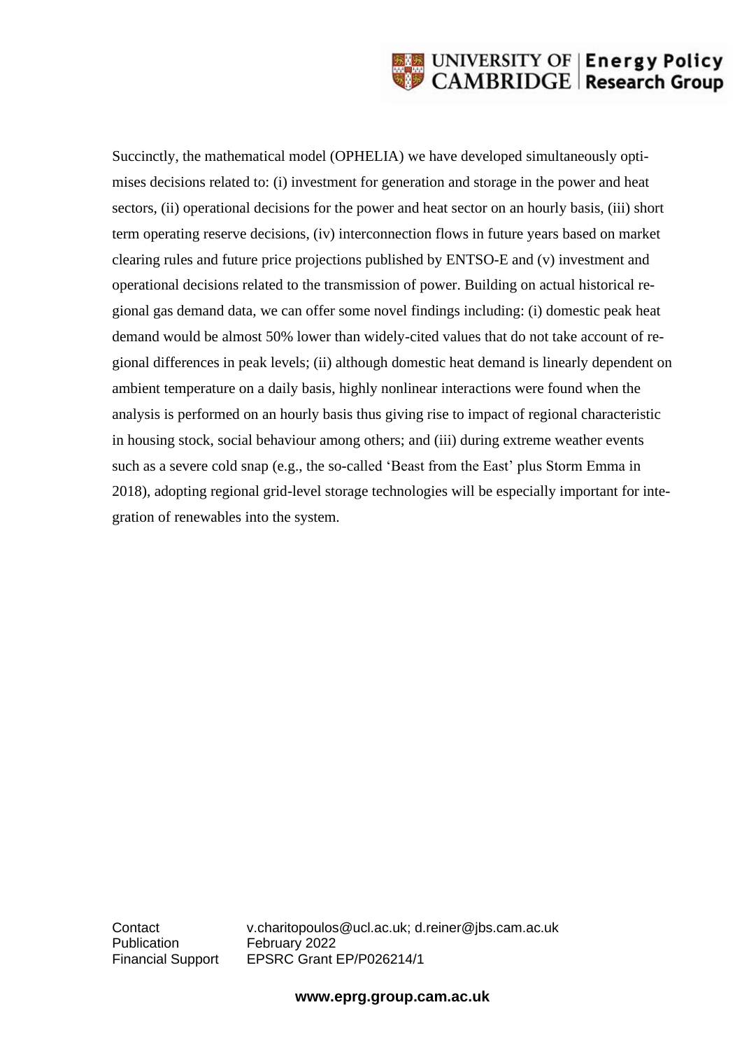Succinctly, the mathematical model (OPHELIA) we have developed simultaneously optimises decisions related to: (i) investment for generation and storage in the power and heat sectors, (ii) operational decisions for the power and heat sector on an hourly basis, (iii) short term operating reserve decisions, (iv) interconnection flows in future years based on market clearing rules and future price projections published by ENTSO-E and (v) investment and operational decisions related to the transmission of power. Building on actual historical regional gas demand data, we can offer some novel findings including: (i) domestic peak heat demand would be almost 50% lower than widely-cited values that do not take account of regional differences in peak levels; (ii) although domestic heat demand is linearly dependent on ambient temperature on a daily basis, highly nonlinear interactions were found when the analysis is performed on an hourly basis thus giving rise to impact of regional characteristic in housing stock, social behaviour among others; and (iii) during extreme weather events such as a severe cold snap (e.g., the so-called 'Beast from the East' plus Storm Emma in 2018), adopting regional grid-level storage technologies will be especially important for integration of renewables into the system.

| | |
|---|---|
| Contact | v.charitopoulos@ucl.ac.uk; d.reiner@jbs.cam.ac.uk |
| Publication | February 2022 |
| Financial Support | EPSRC Grant EP/P026214/1 |

**www.eprg.group.cam.ac.uk**